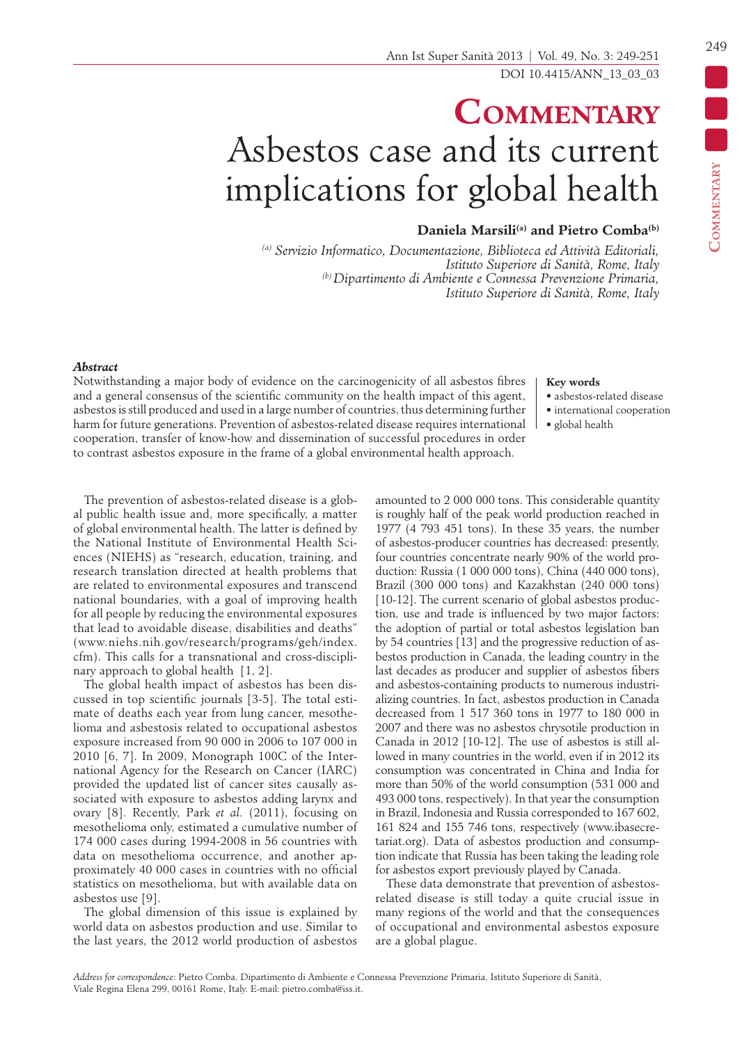# Commentary

# Asbestos case and its current implications for global health

**Daniela Marsili[(a)] and Pietro Comba[(b)]**

*[(a)] Servizio Informatico, Documentazione, Biblioteca ed Attività Editoriali, Istituto Superiore di Sanità, Rome, Italy*
*[(b)] Dipartimento di Ambiente e Connessa Prevenzione Primaria, Istituto Superiore di Sanità, Rome, Italy*

### *Abstract*

Notwithstanding a major body of evidence on the carcinogenicity of all asbestos fibres and a general consensus of the scientific community on the health impact of this agent, asbestos is still produced and used in a large number of countries, thus determining further harm for future generations. Prevention of asbestos-related disease requires international cooperation, transfer of know-how and dissemination of successful procedures in order to contrast asbestos exposure in the frame of a global environmental health approach.

**Key words**

- asbestos-related disease
- international cooperation
- global health

The prevention of asbestos-related disease is a global public health issue and, more specifically, a matter of global environmental health. The latter is defined by the National Institute of Environmental Health Sciences (NIEHS) as "research, education, training, and research translation directed at health problems that are related to environmental exposures and transcend national boundaries, with a goal of improving health for all people by reducing the environmental exposures that lead to avoidable disease, disabilities and deaths" (www.niehs.nih.gov/research/programs/geh/index.cfm). This calls for a transnational and cross-disciplinary approach to global health [1, 2].

The global health impact of asbestos has been discussed in top scientific journals [3-5]. The total estimate of deaths each year from lung cancer, mesothelioma and asbestosis related to occupational asbestos exposure increased from 90 000 in 2006 to 107 000 in 2010 [6, 7]. In 2009, Monograph 100C of the International Agency for the Research on Cancer (IARC) provided the updated list of cancer sites causally associated with exposure to asbestos adding larynx and ovary [8]. Recently, Park *et al.* (2011), focusing on mesothelioma only, estimated a cumulative number of 174 000 cases during 1994-2008 in 56 countries with data on mesothelioma occurrence, and another approximately 40 000 cases in countries with no official statistics on mesothelioma, but with available data on asbestos use [9].

The global dimension of this issue is explained by world data on asbestos production and use. Similar to the last years, the 2012 world production of asbestos amounted to 2 000 000 tons. This considerable quantity is roughly half of the peak world production reached in 1977 (4 793 451 tons). In these 35 years, the number of asbestos-producer countries has decreased: presently, four countries concentrate nearly 90% of the world production: Russia (1 000 000 tons), China (440 000 tons), Brazil (300 000 tons) and Kazakhstan (240 000 tons) [10-12]. The current scenario of global asbestos production, use and trade is influenced by two major factors: the adoption of partial or total asbestos legislation ban by 54 countries [13] and the progressive reduction of asbestos production in Canada, the leading country in the last decades as producer and supplier of asbestos fibers and asbestos-containing products to numerous industrializing countries. In fact, asbestos production in Canada decreased from 1 517 360 tons in 1977 to 180 000 in 2007 and there was no asbestos chrysotile production in Canada in 2012 [10-12]. The use of asbestos is still allowed in many countries in the world, even if in 2012 its consumption was concentrated in China and India for more than 50% of the world consumption (531 000 and 493 000 tons, respectively). In that year the consumption in Brazil, Indonesia and Russia corresponded to 167 602, 161 824 and 155 746 tons, respectively (www.ibasecretariat.org). Data of asbestos production and consumption indicate that Russia has been taking the leading role for asbestos export previously played by Canada.

These data demonstrate that prevention of asbestos-related disease is still today a quite crucial issue in many regions of the world and that the consequences of occupational and environmental asbestos exposure are a global plague.

*Address for correspondence*: Pietro Comba, Dipartimento di Ambiente e Connessa Prevenzione Primaria, Istituto Superiore di Sanità, Viale Regina Elena 299, 00161 Rome, Italy. E-mail: pietro.comba@iss.it.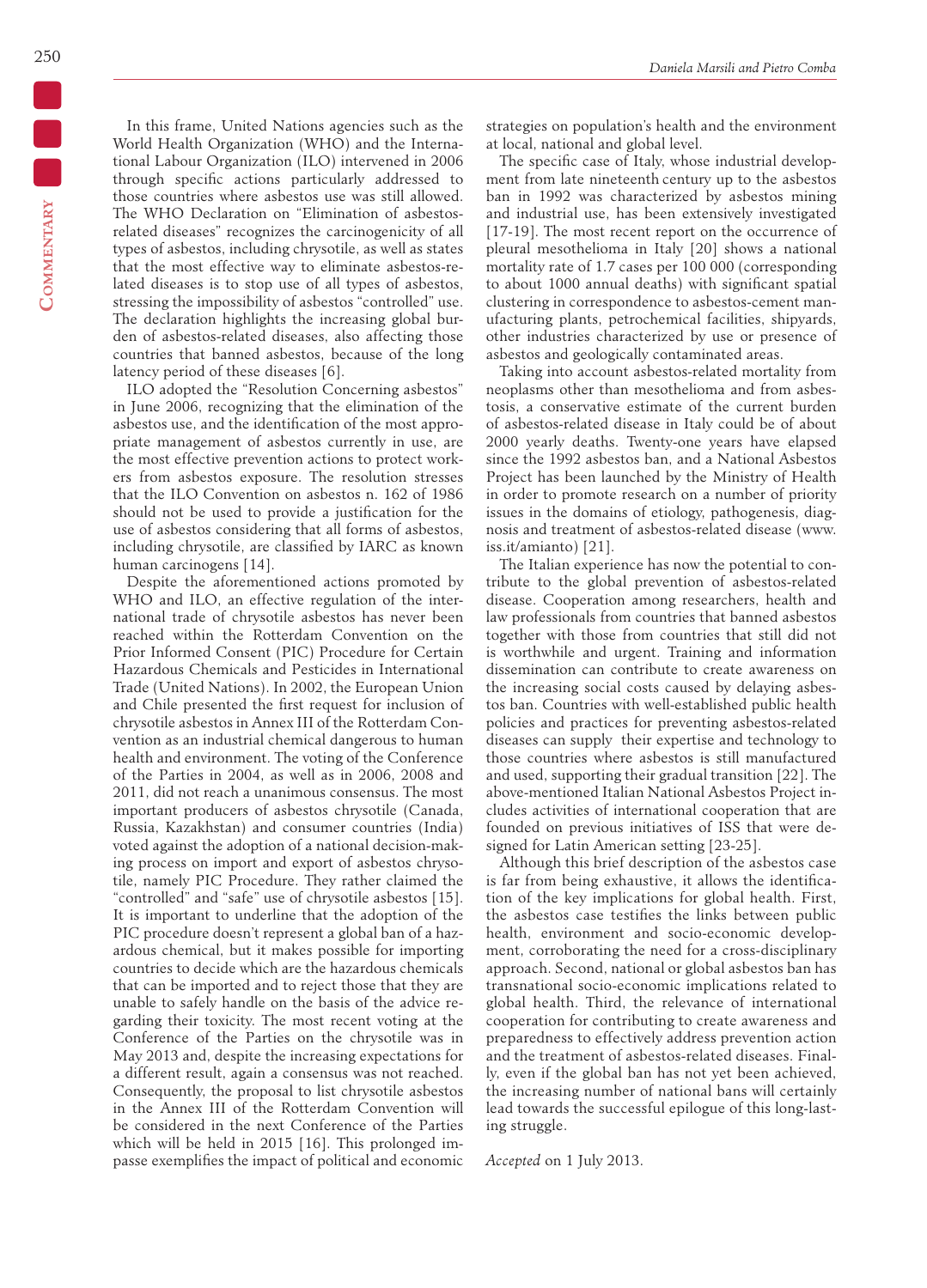In this frame, United Nations agencies such as the World Health Organization (WHO) and the International Labour Organization (ILO) intervened in 2006 through specific actions particularly addressed to those countries where asbestos use was still allowed. The WHO Declaration on "Elimination of asbestos-related diseases" recognizes the carcinogenicity of all types of asbestos, including chrysotile, as well as states that the most effective way to eliminate asbestos-related diseases is to stop use of all types of asbestos, stressing the impossibility of asbestos "controlled" use. The declaration highlights the increasing global burden of asbestos-related diseases, also affecting those countries that banned asbestos, because of the long latency period of these diseases [6].

ILO adopted the "Resolution Concerning asbestos" in June 2006, recognizing that the elimination of the asbestos use, and the identification of the most appropriate management of asbestos currently in use, are the most effective prevention actions to protect workers from asbestos exposure. The resolution stresses that the ILO Convention on asbestos n. 162 of 1986 should not be used to provide a justification for the use of asbestos considering that all forms of asbestos, including chrysotile, are classified by IARC as known human carcinogens [14].

Despite the aforementioned actions promoted by WHO and ILO, an effective regulation of the international trade of chrysotile asbestos has never been reached within the Rotterdam Convention on the Prior Informed Consent (PIC) Procedure for Certain Hazardous Chemicals and Pesticides in International Trade (United Nations). In 2002, the European Union and Chile presented the first request for inclusion of chrysotile asbestos in Annex III of the Rotterdam Convention as an industrial chemical dangerous to human health and environment. The voting of the Conference of the Parties in 2004, as well as in 2006, 2008 and 2011, did not reach a unanimous consensus. The most important producers of asbestos chrysotile (Canada, Russia, Kazakhstan) and consumer countries (India) voted against the adoption of a national decision-making process on import and export of asbestos chrysotile, namely PIC Procedure. They rather claimed the "controlled" and "safe" use of chrysotile asbestos [15]. It is important to underline that the adoption of the PIC procedure doesn't represent a global ban of a hazardous chemical, but it makes possible for importing countries to decide which are the hazardous chemicals that can be imported and to reject those that they are unable to safely handle on the basis of the advice regarding their toxicity. The most recent voting at the Conference of the Parties on the chrysotile was in May 2013 and, despite the increasing expectations for a different result, again a consensus was not reached. Consequently, the proposal to list chrysotile asbestos in the Annex III of the Rotterdam Convention will be considered in the next Conference of the Parties which will be held in 2015 [16]. This prolonged impasse exemplifies the impact of political and economic strategies on population's health and the environment at local, national and global level.

The specific case of Italy, whose industrial development from late nineteenth century up to the asbestos ban in 1992 was characterized by asbestos mining and industrial use, has been extensively investigated [17-19]. The most recent report on the occurrence of pleural mesothelioma in Italy [20] shows a national mortality rate of 1.7 cases per 100 000 (corresponding to about 1000 annual deaths) with significant spatial clustering in correspondence to asbestos-cement manufacturing plants, petrochemical facilities, shipyards, other industries characterized by use or presence of asbestos and geologically contaminated areas.

Taking into account asbestos-related mortality from neoplasms other than mesothelioma and from asbestosis, a conservative estimate of the current burden of asbestos-related disease in Italy could be of about 2000 yearly deaths. Twenty-one years have elapsed since the 1992 asbestos ban, and a National Asbestos Project has been launched by the Ministry of Health in order to promote research on a number of priority issues in the domains of etiology, pathogenesis, diagnosis and treatment of asbestos-related disease (www.iss.it/amianto) [21].

The Italian experience has now the potential to contribute to the global prevention of asbestos-related disease. Cooperation among researchers, health and law professionals from countries that banned asbestos together with those from countries that still did not is worthwhile and urgent. Training and information dissemination can contribute to create awareness on the increasing social costs caused by delaying asbestos ban. Countries with well-established public health policies and practices for preventing asbestos-related diseases can supply their expertise and technology to those countries where asbestos is still manufactured and used, supporting their gradual transition [22]. The above-mentioned Italian National Asbestos Project includes activities of international cooperation that are founded on previous initiatives of ISS that were designed for Latin American setting [23-25].

Although this brief description of the asbestos case is far from being exhaustive, it allows the identification of the key implications for global health. First, the asbestos case testifies the links between public health, environment and socio-economic development, corroborating the need for a cross-disciplinary approach. Second, national or global asbestos ban has transnational socio-economic implications related to global health. Third, the relevance of international cooperation for contributing to create awareness and preparedness to effectively address prevention action and the treatment of asbestos-related diseases. Finally, even if the global ban has not yet been achieved, the increasing number of national bans will certainly lead towards the successful epilogue of this long-lasting struggle.

*Accepted* on 1 July 2013.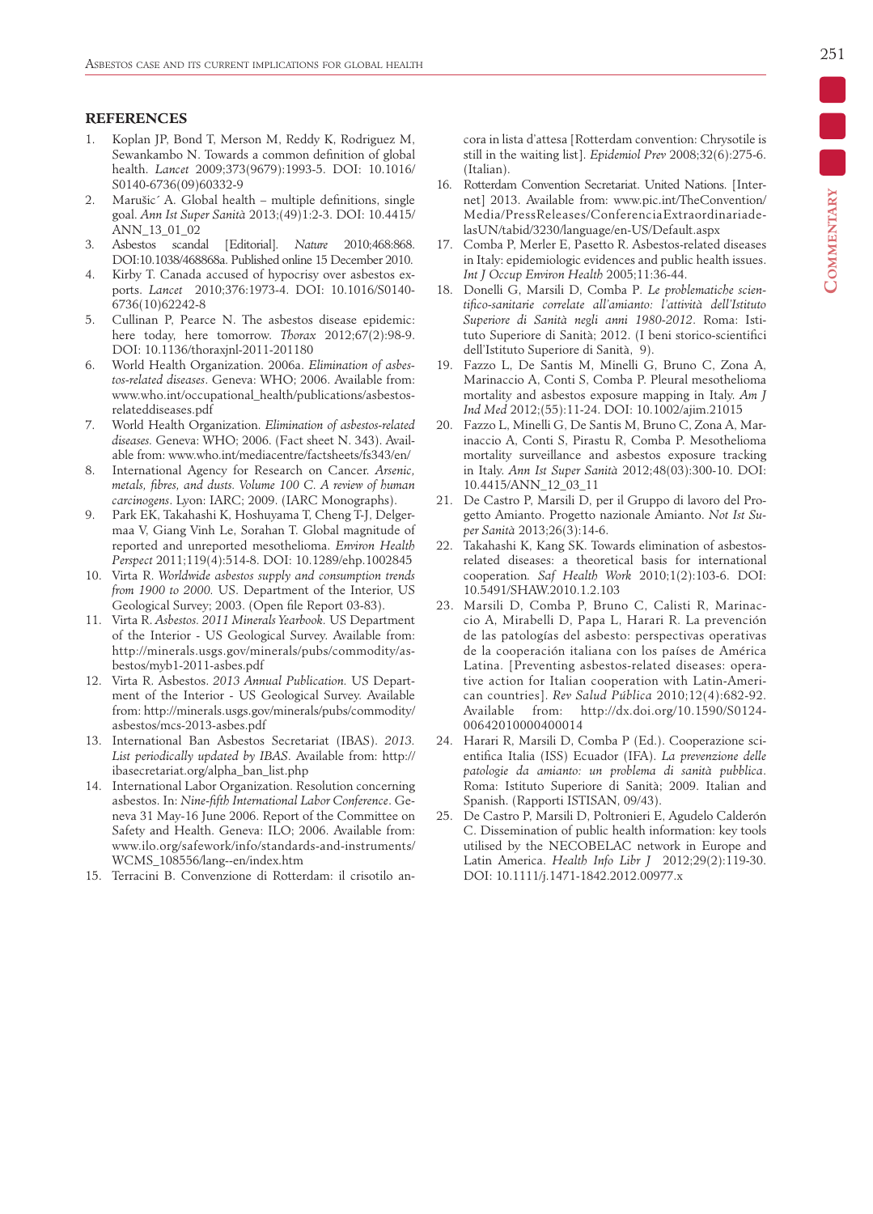## REFERENCES

1. Koplan JP, Bond T, Merson M, Reddy K, Rodriguez M, Sewankambo N. Towards a common definition of global health. *Lancet* 2009;373(9679):1993-5. DOI: 10.1016/S0140-6736(09)60332-9
2. Marušic´ A. Global health – multiple definitions, single goal. *Ann Ist Super Sanità* 2013;(49)1:2-3. DOI: 10.4415/ANN_13_01_02
3. Asbestos scandal [Editorial]. *Nature* 2010;468:868. DOI:10.1038/468868a. Published online 15 December 2010.
4. Kirby T. Canada accused of hypocrisy over asbestos exports. *Lancet* 2010;376:1973-4. DOI: 10.1016/S0140-6736(10)62242-8
5. Cullinan P, Pearce N. The asbestos disease epidemic: here today, here tomorrow. *Thorax* 2012;67(2):98-9. DOI: 10.1136/thoraxjnl-2011-201180
6. World Health Organization. 2006a. *Elimination of asbestos-related diseases*. Geneva: WHO; 2006. Available from: www.who.int/occupational_health/publications/asbestosrelateddiseases.pdf
7. World Health Organization. *Elimination of asbestos-related diseases*. Geneva: WHO; 2006. (Fact sheet N. 343). Available from: www.who.int/mediacentre/factsheets/fs343/en/
8. International Agency for Research on Cancer. *Arsenic, metals, fibres, and dusts. Volume 100 C. A review of human carcinogens*. Lyon: IARC; 2009. (IARC Monographs).
9. Park EK, Takahashi K, Hoshuyama T, Cheng T-J, Delgermaa V, Giang Vinh Le, Sorahan T. Global magnitude of reported and unreported mesothelioma. *Environ Health Perspect* 2011;119(4):514-8. DOI: 10.1289/ehp.1002845
10. Virta R. *Worldwide asbestos supply and consumption trends from 1900 to 2000*. US. Department of the Interior, US Geological Survey; 2003. (Open file Report 03-83).
11. Virta R. *Asbestos. 2011 Minerals Yearbook*. US Department of the Interior - US Geological Survey. Available from: http://minerals.usgs.gov/minerals/pubs/commodity/asbestos/myb1-2011-asbes.pdf
12. Virta R. Asbestos. *2013 Annual Publication*. US Department of the Interior - US Geological Survey. Available from: http://minerals.usgs.gov/minerals/pubs/commodity/asbestos/mcs-2013-asbes.pdf
13. International Ban Asbestos Secretariat (IBAS). *2013. List periodically updated by IBAS*. Available from: http://ibasecretariat.org/alpha_ban_list.php
14. International Labor Organization. Resolution concerning asbestos. In: *Nine-fifth International Labor Conference*. Geneva 31 May-16 June 2006. Report of the Committee on Safety and Health. Geneva: ILO; 2006. Available from: www.ilo.org/safework/info/standards-and-instruments/WCMS_108556/lang--en/index.htm
15. Terracini B. Convenzione di Rotterdam: il crisotilo ancora in lista d'attesa [Rotterdam convention: Chrysotile is still in the waiting list]. *Epidemiol Prev* 2008;32(6):275-6. (Italian).
16. Rotterdam Convention Secretariat. United Nations. [Internet] 2013. Available from: www.pic.int/TheConvention/Media/PressReleases/ConferenciaExtraordinariadelasUN/tabid/3230/language/en-US/Default.aspx
17. Comba P, Merler E, Pasetto R. Asbestos-related diseases in Italy: epidemiologic evidences and public health issues. *Int J Occup Environ Health* 2005;11:36-44.
18. Donelli G, Marsili D, Comba P. *Le problematiche scientifico-sanitarie correlate all'amianto: l'attività dell'Istituto Superiore di Sanità negli anni 1980-2012*. Roma: Istituto Superiore di Sanità; 2012. (I beni storico-scientifici dell'Istituto Superiore di Sanità, 9).
19. Fazzo L, De Santis M, Minelli G, Bruno C, Zona A, Marinaccio A, Conti S, Comba P. Pleural mesothelioma mortality and asbestos exposure mapping in Italy. *Am J Ind Med* 2012;(55):11-24. DOI: 10.1002/ajim.21015
20. Fazzo L, Minelli G, De Santis M, Bruno C, Zona A, Marinaccio A, Conti S, Pirastu R, Comba P. Mesothelioma mortality surveillance and asbestos exposure tracking in Italy. *Ann Ist Super Sanità* 2012;48(03):300-10. DOI: 10.4415/ANN_12_03_11
21. De Castro P, Marsili D, per il Gruppo di lavoro del Progetto Amianto. Progetto nazionale Amianto. *Not Ist Super Sanità* 2013;26(3):14-6.
22. Takahashi K, Kang SK. Towards elimination of asbestos-related diseases: a theoretical basis for international cooperation. *Saf Health Work* 2010;1(2):103-6. DOI: 10.5491/SHAW.2010.1.2.103
23. Marsili D, Comba P, Bruno C, Calisti R, Marinaccio A, Mirabelli D, Papa L, Harari R. La prevención de las patologías del asbesto: perspectivas operativas de la cooperación italiana con los países de América Latina. [Preventing asbestos-related diseases: operative action for Italian cooperation with Latin-American countries]. *Rev Salud Pública* 2010;12(4):682-92. Available from: http://dx.doi.org/10.1590/S0124-00642010000400014
24. Harari R, Marsili D, Comba P (Ed.). Cooperazione scientifica Italia (ISS) Ecuador (IFA). *La prevenzione delle patologie da amianto: un problema di sanità pubblica*. Roma: Istituto Superiore di Sanità; 2009. Italian and Spanish. (Rapporti ISTISAN, 09/43).
25. De Castro P, Marsili D, Poltronieri E, Agudelo Calderón C. Dissemination of public health information: key tools utilised by the NECOBELAC network in Europe and Latin America. *Health Info Libr J* 2012;29(2):119-30. DOI: 10.1111/j.1471-1842.2012.00977.x